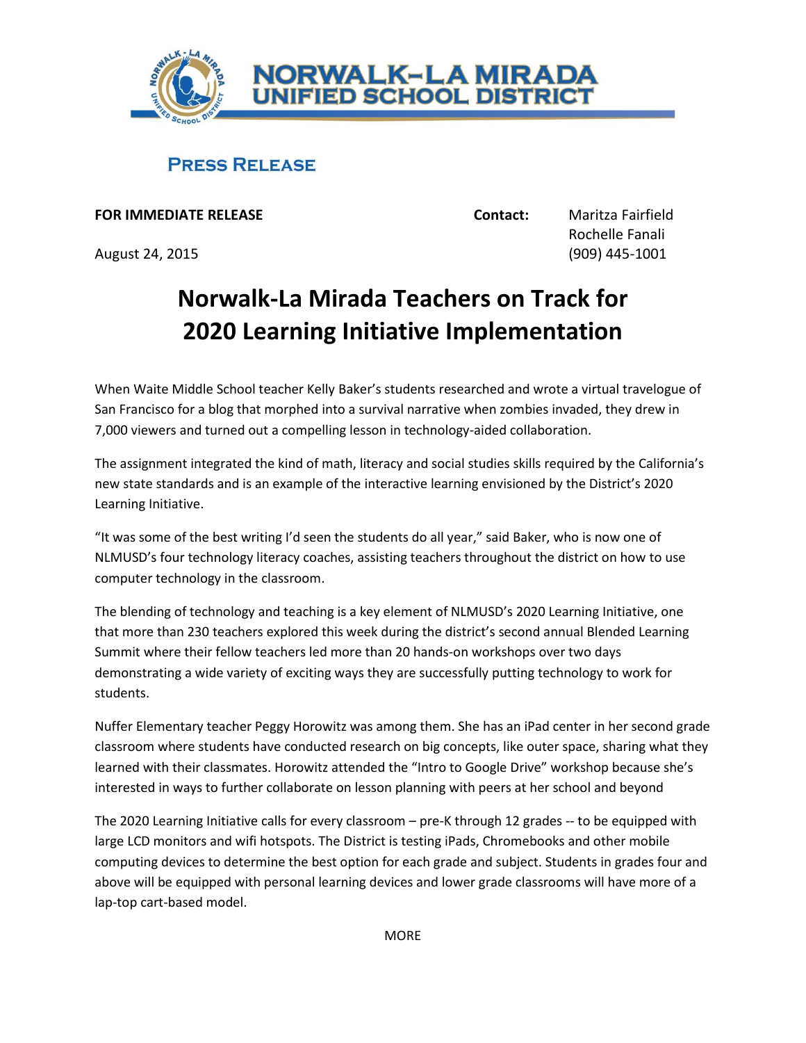NORWALK–LA MIRADA UNIFIED SCHOOL DISTRICT

## PRESS RELEASE

**FOR IMMEDIATE RELEASE**

August 24, 2015

**Contact:** Maritza Fairfield
Rochelle Fanali
(909) 445-1001

# Norwalk-La Mirada Teachers on Track for 2020 Learning Initiative Implementation

When Waite Middle School teacher Kelly Baker's students researched and wrote a virtual travelogue of San Francisco for a blog that morphed into a survival narrative when zombies invaded, they drew in 7,000 viewers and turned out a compelling lesson in technology-aided collaboration.

The assignment integrated the kind of math, literacy and social studies skills required by the California's new state standards and is an example of the interactive learning envisioned by the District's 2020 Learning Initiative.

"It was some of the best writing I'd seen the students do all year," said Baker, who is now one of NLMUSD's four technology literacy coaches, assisting teachers throughout the district on how to use computer technology in the classroom.

The blending of technology and teaching is a key element of NLMUSD's 2020 Learning Initiative, one that more than 230 teachers explored this week during the district's second annual Blended Learning Summit where their fellow teachers led more than 20 hands-on workshops over two days demonstrating a wide variety of exciting ways they are successfully putting technology to work for students.

Nuffer Elementary teacher Peggy Horowitz was among them. She has an iPad center in her second grade classroom where students have conducted research on big concepts, like outer space, sharing what they learned with their classmates. Horowitz attended the "Intro to Google Drive" workshop because she's interested in ways to further collaborate on lesson planning with peers at her school and beyond

The 2020 Learning Initiative calls for every classroom – pre-K through 12 grades -- to be equipped with large LCD monitors and wifi hotspots. The District is testing iPads, Chromebooks and other mobile computing devices to determine the best option for each grade and subject. Students in grades four and above will be equipped with personal learning devices and lower grade classrooms will have more of a lap-top cart-based model.

MORE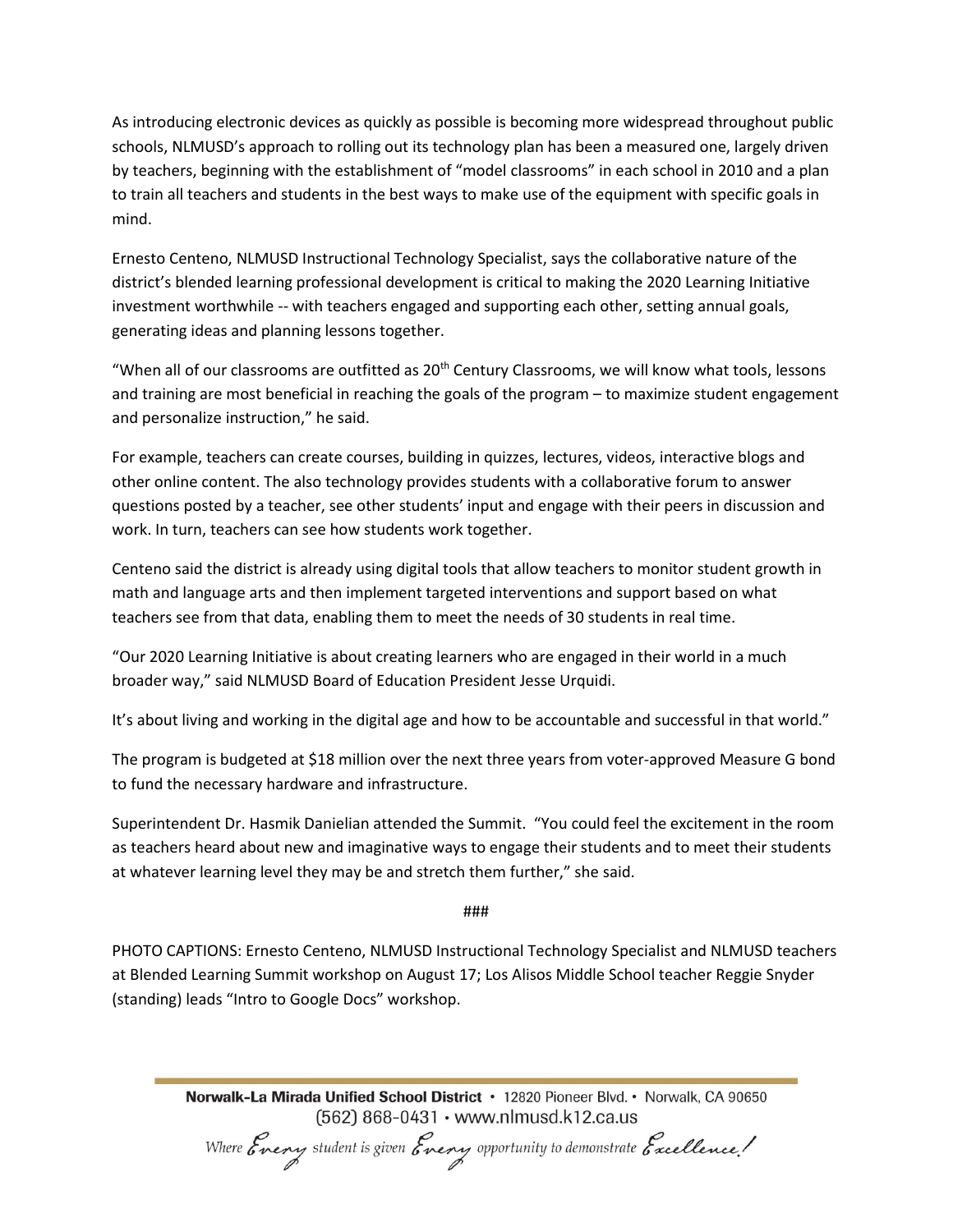As introducing electronic devices as quickly as possible is becoming more widespread throughout public schools, NLMUSD's approach to rolling out its technology plan has been a measured one, largely driven by teachers, beginning with the establishment of "model classrooms" in each school in 2010 and a plan to train all teachers and students in the best ways to make use of the equipment with specific goals in mind.

Ernesto Centeno, NLMUSD Instructional Technology Specialist, says the collaborative nature of the district's blended learning professional development is critical to making the 2020 Learning Initiative investment worthwhile -- with teachers engaged and supporting each other, setting annual goals, generating ideas and planning lessons together.

"When all of our classrooms are outfitted as 20th Century Classrooms, we will know what tools, lessons and training are most beneficial in reaching the goals of the program – to maximize student engagement and personalize instruction," he said.

For example, teachers can create courses, building in quizzes, lectures, videos, interactive blogs and other online content. The also technology provides students with a collaborative forum to answer questions posted by a teacher, see other students' input and engage with their peers in discussion and work. In turn, teachers can see how students work together.

Centeno said the district is already using digital tools that allow teachers to monitor student growth in math and language arts and then implement targeted interventions and support based on what teachers see from that data, enabling them to meet the needs of 30 students in real time.

"Our 2020 Learning Initiative is about creating learners who are engaged in their world in a much broader way," said NLMUSD Board of Education President Jesse Urquidi.

It's about living and working in the digital age and how to be accountable and successful in that world."

The program is budgeted at $18 million over the next three years from voter-approved Measure G bond to fund the necessary hardware and infrastructure.

Superintendent Dr. Hasmik Danielian attended the Summit. "You could feel the excitement in the room as teachers heard about new and imaginative ways to engage their students and to meet their students at whatever learning level they may be and stretch them further," she said.

###

PHOTO CAPTIONS: Ernesto Centeno, NLMUSD Instructional Technology Specialist and NLMUSD teachers at Blended Learning Summit workshop on August 17; Los Alisos Middle School teacher Reggie Snyder (standing) leads "Intro to Google Docs" workshop.

**Norwalk-La Mirada Unified School District** • 12820 Pioneer Blvd. • Norwalk, CA 90650
(562) 868-0431 • www.nlmusd.k12.ca.us

*Where Every student is given Every opportunity to demonstrate Excellence!*